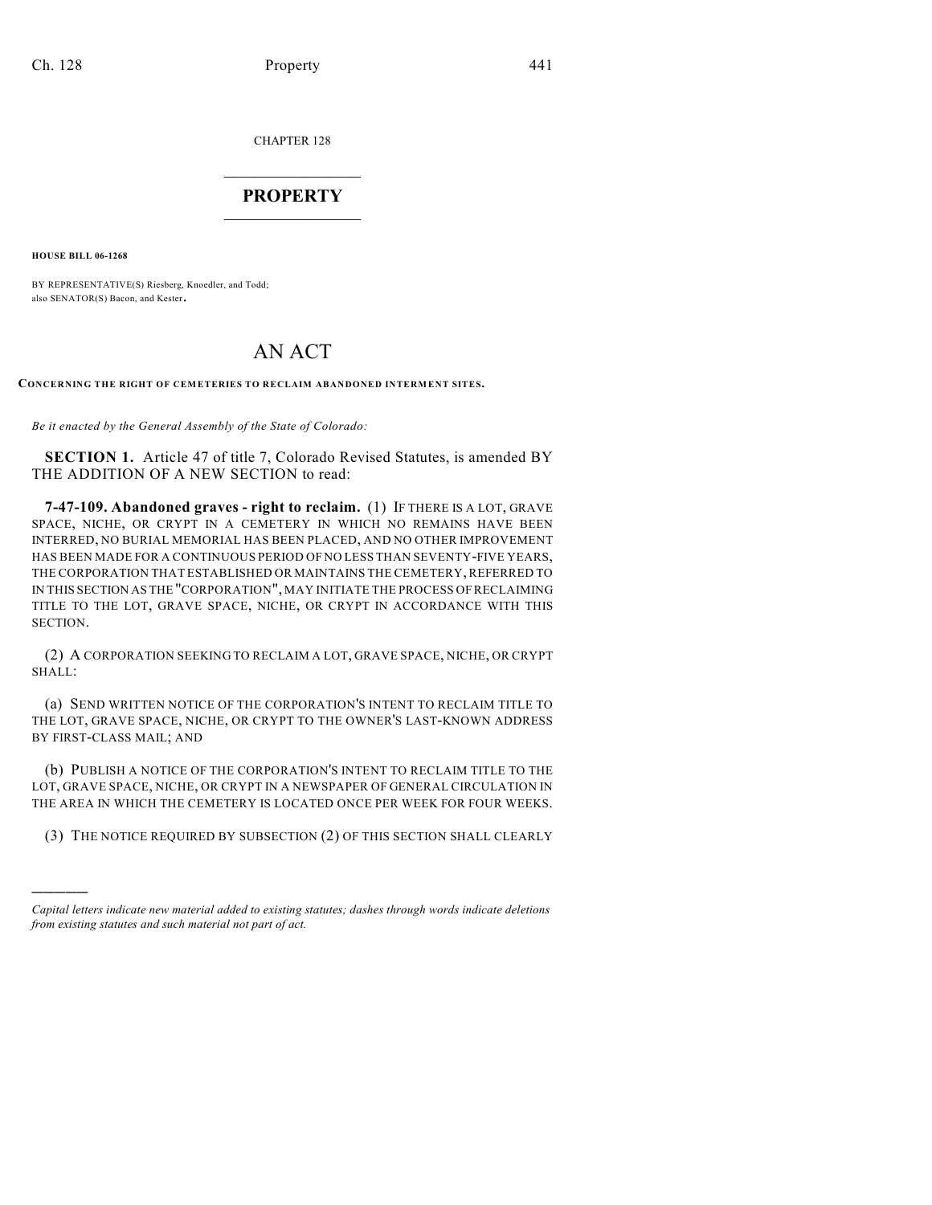CHAPTER 128

# PROPERTY

**HOUSE BILL 06-1268**

BY REPRESENTATIVE(S) Riesberg, Knoedler, and Todd;
also SENATOR(S) Bacon, and Kester.

# AN ACT

**CONCERNING THE RIGHT OF CEMETERIES TO RECLAIM ABANDONED INTERMENT SITES.**

*Be it enacted by the General Assembly of the State of Colorado:*

**SECTION 1.** Article 47 of title 7, Colorado Revised Statutes, is amended BY THE ADDITION OF A NEW SECTION to read:

**7-47-109. Abandoned graves - right to reclaim.** (1) IF THERE IS A LOT, GRAVE SPACE, NICHE, OR CRYPT IN A CEMETERY IN WHICH NO REMAINS HAVE BEEN INTERRED, NO BURIAL MEMORIAL HAS BEEN PLACED, AND NO OTHER IMPROVEMENT HAS BEEN MADE FOR A CONTINUOUS PERIOD OF NO LESS THAN SEVENTY-FIVE YEARS, THE CORPORATION THAT ESTABLISHED OR MAINTAINS THE CEMETERY, REFERRED TO IN THIS SECTION AS THE "CORPORATION", MAY INITIATE THE PROCESS OF RECLAIMING TITLE TO THE LOT, GRAVE SPACE, NICHE, OR CRYPT IN ACCORDANCE WITH THIS SECTION.

(2) A CORPORATION SEEKING TO RECLAIM A LOT, GRAVE SPACE, NICHE, OR CRYPT SHALL:

(a) SEND WRITTEN NOTICE OF THE CORPORATION'S INTENT TO RECLAIM TITLE TO THE LOT, GRAVE SPACE, NICHE, OR CRYPT TO THE OWNER'S LAST-KNOWN ADDRESS BY FIRST-CLASS MAIL; AND

(b) PUBLISH A NOTICE OF THE CORPORATION'S INTENT TO RECLAIM TITLE TO THE LOT, GRAVE SPACE, NICHE, OR CRYPT IN A NEWSPAPER OF GENERAL CIRCULATION IN THE AREA IN WHICH THE CEMETERY IS LOCATED ONCE PER WEEK FOR FOUR WEEKS.

(3) THE NOTICE REQUIRED BY SUBSECTION (2) OF THIS SECTION SHALL CLEARLY

---

*Capital letters indicate new material added to existing statutes; dashes through words indicate deletions from existing statutes and such material not part of act.*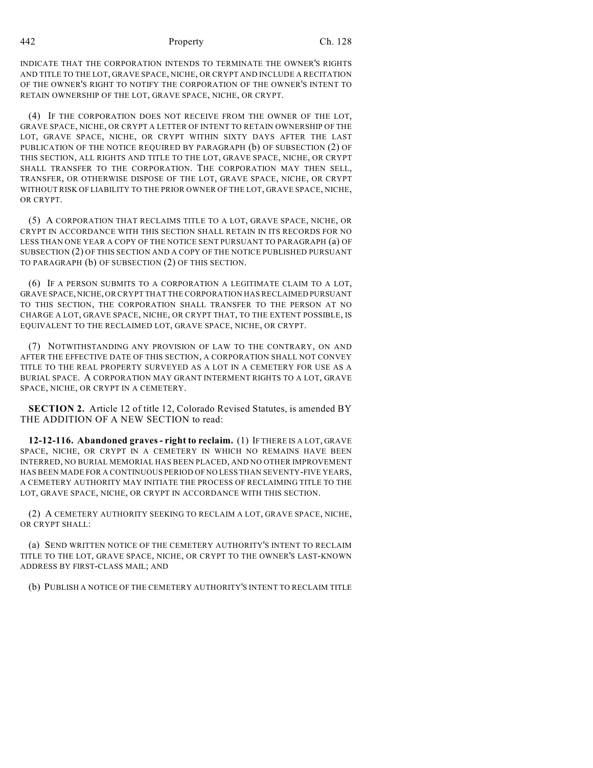INDICATE THAT THE CORPORATION INTENDS TO TERMINATE THE OWNER'S RIGHTS AND TITLE TO THE LOT, GRAVE SPACE, NICHE, OR CRYPT AND INCLUDE A RECITATION OF THE OWNER'S RIGHT TO NOTIFY THE CORPORATION OF THE OWNER'S INTENT TO RETAIN OWNERSHIP OF THE LOT, GRAVE SPACE, NICHE, OR CRYPT.

(4) IF THE CORPORATION DOES NOT RECEIVE FROM THE OWNER OF THE LOT, GRAVE SPACE, NICHE, OR CRYPT A LETTER OF INTENT TO RETAIN OWNERSHIP OF THE LOT, GRAVE SPACE, NICHE, OR CRYPT WITHIN SIXTY DAYS AFTER THE LAST PUBLICATION OF THE NOTICE REQUIRED BY PARAGRAPH (b) OF SUBSECTION (2) OF THIS SECTION, ALL RIGHTS AND TITLE TO THE LOT, GRAVE SPACE, NICHE, OR CRYPT SHALL TRANSFER TO THE CORPORATION. THE CORPORATION MAY THEN SELL, TRANSFER, OR OTHERWISE DISPOSE OF THE LOT, GRAVE SPACE, NICHE, OR CRYPT WITHOUT RISK OF LIABILITY TO THE PRIOR OWNER OF THE LOT, GRAVE SPACE, NICHE, OR CRYPT.

(5) A CORPORATION THAT RECLAIMS TITLE TO A LOT, GRAVE SPACE, NICHE, OR CRYPT IN ACCORDANCE WITH THIS SECTION SHALL RETAIN IN ITS RECORDS FOR NO LESS THAN ONE YEAR A COPY OF THE NOTICE SENT PURSUANT TO PARAGRAPH (a) OF SUBSECTION (2) OF THIS SECTION AND A COPY OF THE NOTICE PUBLISHED PURSUANT TO PARAGRAPH (b) OF SUBSECTION (2) OF THIS SECTION.

(6) IF A PERSON SUBMITS TO A CORPORATION A LEGITIMATE CLAIM TO A LOT, GRAVE SPACE, NICHE, OR CRYPT THAT THE CORPORATION HAS RECLAIMED PURSUANT TO THIS SECTION, THE CORPORATION SHALL TRANSFER TO THE PERSON AT NO CHARGE A LOT, GRAVE SPACE, NICHE, OR CRYPT THAT, TO THE EXTENT POSSIBLE, IS EQUIVALENT TO THE RECLAIMED LOT, GRAVE SPACE, NICHE, OR CRYPT.

(7) NOTWITHSTANDING ANY PROVISION OF LAW TO THE CONTRARY, ON AND AFTER THE EFFECTIVE DATE OF THIS SECTION, A CORPORATION SHALL NOT CONVEY TITLE TO THE REAL PROPERTY SURVEYED AS A LOT IN A CEMETERY FOR USE AS A BURIAL SPACE. A CORPORATION MAY GRANT INTERMENT RIGHTS TO A LOT, GRAVE SPACE, NICHE, OR CRYPT IN A CEMETERY.

**SECTION 2.** Article 12 of title 12, Colorado Revised Statutes, is amended BY THE ADDITION OF A NEW SECTION to read:

**12-12-116. Abandoned graves - right to reclaim.** (1) IF THERE IS A LOT, GRAVE SPACE, NICHE, OR CRYPT IN A CEMETERY IN WHICH NO REMAINS HAVE BEEN INTERRED, NO BURIAL MEMORIAL HAS BEEN PLACED, AND NO OTHER IMPROVEMENT HAS BEEN MADE FOR A CONTINUOUS PERIOD OF NO LESS THAN SEVENTY-FIVE YEARS, A CEMETERY AUTHORITY MAY INITIATE THE PROCESS OF RECLAIMING TITLE TO THE LOT, GRAVE SPACE, NICHE, OR CRYPT IN ACCORDANCE WITH THIS SECTION.

(2) A CEMETERY AUTHORITY SEEKING TO RECLAIM A LOT, GRAVE SPACE, NICHE, OR CRYPT SHALL:

(a) SEND WRITTEN NOTICE OF THE CEMETERY AUTHORITY'S INTENT TO RECLAIM TITLE TO THE LOT, GRAVE SPACE, NICHE, OR CRYPT TO THE OWNER'S LAST-KNOWN ADDRESS BY FIRST-CLASS MAIL; AND

(b) PUBLISH A NOTICE OF THE CEMETERY AUTHORITY'S INTENT TO RECLAIM TITLE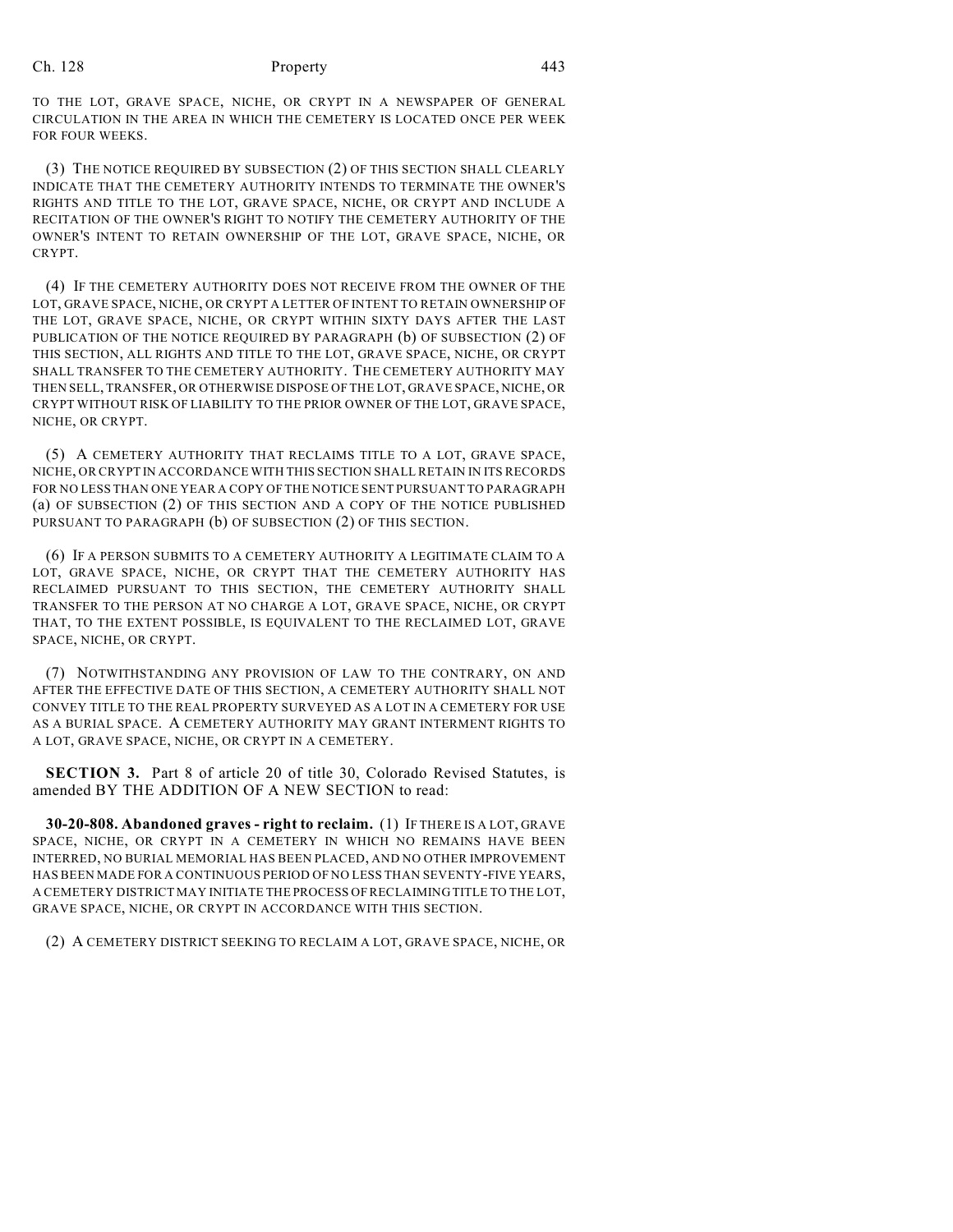TO THE LOT, GRAVE SPACE, NICHE, OR CRYPT IN A NEWSPAPER OF GENERAL CIRCULATION IN THE AREA IN WHICH THE CEMETERY IS LOCATED ONCE PER WEEK FOR FOUR WEEKS.

(3) THE NOTICE REQUIRED BY SUBSECTION (2) OF THIS SECTION SHALL CLEARLY INDICATE THAT THE CEMETERY AUTHORITY INTENDS TO TERMINATE THE OWNER'S RIGHTS AND TITLE TO THE LOT, GRAVE SPACE, NICHE, OR CRYPT AND INCLUDE A RECITATION OF THE OWNER'S RIGHT TO NOTIFY THE CEMETERY AUTHORITY OF THE OWNER'S INTENT TO RETAIN OWNERSHIP OF THE LOT, GRAVE SPACE, NICHE, OR CRYPT.

(4) IF THE CEMETERY AUTHORITY DOES NOT RECEIVE FROM THE OWNER OF THE LOT, GRAVE SPACE, NICHE, OR CRYPT A LETTER OF INTENT TO RETAIN OWNERSHIP OF THE LOT, GRAVE SPACE, NICHE, OR CRYPT WITHIN SIXTY DAYS AFTER THE LAST PUBLICATION OF THE NOTICE REQUIRED BY PARAGRAPH (b) OF SUBSECTION (2) OF THIS SECTION, ALL RIGHTS AND TITLE TO THE LOT, GRAVE SPACE, NICHE, OR CRYPT SHALL TRANSFER TO THE CEMETERY AUTHORITY. THE CEMETERY AUTHORITY MAY THEN SELL, TRANSFER, OR OTHERWISE DISPOSE OF THE LOT, GRAVE SPACE, NICHE, OR CRYPT WITHOUT RISK OF LIABILITY TO THE PRIOR OWNER OF THE LOT, GRAVE SPACE, NICHE, OR CRYPT.

(5) A CEMETERY AUTHORITY THAT RECLAIMS TITLE TO A LOT, GRAVE SPACE, NICHE, OR CRYPT IN ACCORDANCE WITH THIS SECTION SHALL RETAIN IN ITS RECORDS FOR NO LESS THAN ONE YEAR A COPY OF THE NOTICE SENT PURSUANT TO PARAGRAPH (a) OF SUBSECTION (2) OF THIS SECTION AND A COPY OF THE NOTICE PUBLISHED PURSUANT TO PARAGRAPH (b) OF SUBSECTION (2) OF THIS SECTION.

(6) IF A PERSON SUBMITS TO A CEMETERY AUTHORITY A LEGITIMATE CLAIM TO A LOT, GRAVE SPACE, NICHE, OR CRYPT THAT THE CEMETERY AUTHORITY HAS RECLAIMED PURSUANT TO THIS SECTION, THE CEMETERY AUTHORITY SHALL TRANSFER TO THE PERSON AT NO CHARGE A LOT, GRAVE SPACE, NICHE, OR CRYPT THAT, TO THE EXTENT POSSIBLE, IS EQUIVALENT TO THE RECLAIMED LOT, GRAVE SPACE, NICHE, OR CRYPT.

(7) NOTWITHSTANDING ANY PROVISION OF LAW TO THE CONTRARY, ON AND AFTER THE EFFECTIVE DATE OF THIS SECTION, A CEMETERY AUTHORITY SHALL NOT CONVEY TITLE TO THE REAL PROPERTY SURVEYED AS A LOT IN A CEMETERY FOR USE AS A BURIAL SPACE. A CEMETERY AUTHORITY MAY GRANT INTERMENT RIGHTS TO A LOT, GRAVE SPACE, NICHE, OR CRYPT IN A CEMETERY.

**SECTION 3.** Part 8 of article 20 of title 30, Colorado Revised Statutes, is amended BY THE ADDITION OF A NEW SECTION to read:

**30-20-808. Abandoned graves - right to reclaim.** (1) IF THERE IS A LOT, GRAVE SPACE, NICHE, OR CRYPT IN A CEMETERY IN WHICH NO REMAINS HAVE BEEN INTERRED, NO BURIAL MEMORIAL HAS BEEN PLACED, AND NO OTHER IMPROVEMENT HAS BEEN MADE FOR A CONTINUOUS PERIOD OF NO LESS THAN SEVENTY-FIVE YEARS, A CEMETERY DISTRICT MAY INITIATE THE PROCESS OF RECLAIMING TITLE TO THE LOT, GRAVE SPACE, NICHE, OR CRYPT IN ACCORDANCE WITH THIS SECTION.

(2) A CEMETERY DISTRICT SEEKING TO RECLAIM A LOT, GRAVE SPACE, NICHE, OR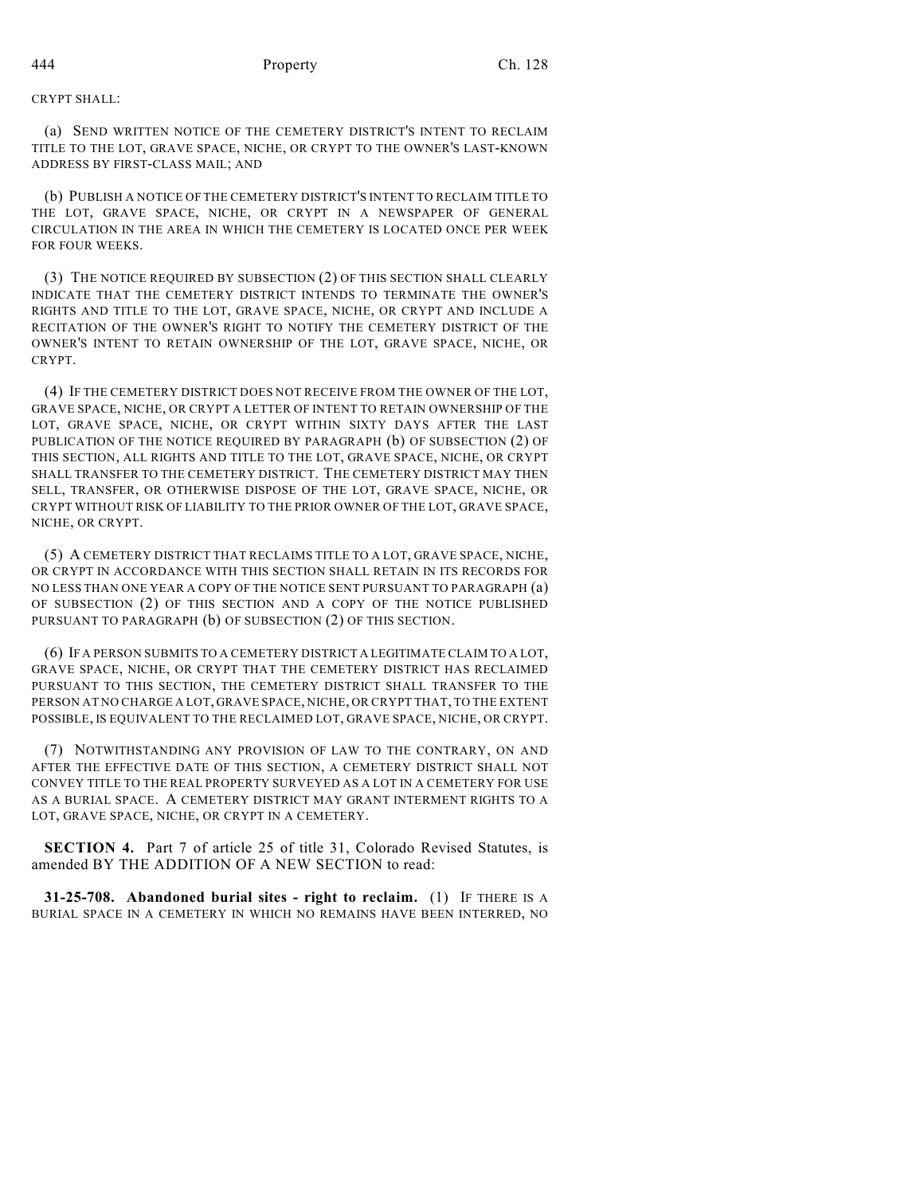CRYPT SHALL:

(a) SEND WRITTEN NOTICE OF THE CEMETERY DISTRICT'S INTENT TO RECLAIM TITLE TO THE LOT, GRAVE SPACE, NICHE, OR CRYPT TO THE OWNER'S LAST-KNOWN ADDRESS BY FIRST-CLASS MAIL; AND

(b) PUBLISH A NOTICE OF THE CEMETERY DISTRICT'S INTENT TO RECLAIM TITLE TO THE LOT, GRAVE SPACE, NICHE, OR CRYPT IN A NEWSPAPER OF GENERAL CIRCULATION IN THE AREA IN WHICH THE CEMETERY IS LOCATED ONCE PER WEEK FOR FOUR WEEKS.

(3) THE NOTICE REQUIRED BY SUBSECTION (2) OF THIS SECTION SHALL CLEARLY INDICATE THAT THE CEMETERY DISTRICT INTENDS TO TERMINATE THE OWNER'S RIGHTS AND TITLE TO THE LOT, GRAVE SPACE, NICHE, OR CRYPT AND INCLUDE A RECITATION OF THE OWNER'S RIGHT TO NOTIFY THE CEMETERY DISTRICT OF THE OWNER'S INTENT TO RETAIN OWNERSHIP OF THE LOT, GRAVE SPACE, NICHE, OR CRYPT.

(4) IF THE CEMETERY DISTRICT DOES NOT RECEIVE FROM THE OWNER OF THE LOT, GRAVE SPACE, NICHE, OR CRYPT A LETTER OF INTENT TO RETAIN OWNERSHIP OF THE LOT, GRAVE SPACE, NICHE, OR CRYPT WITHIN SIXTY DAYS AFTER THE LAST PUBLICATION OF THE NOTICE REQUIRED BY PARAGRAPH (b) OF SUBSECTION (2) OF THIS SECTION, ALL RIGHTS AND TITLE TO THE LOT, GRAVE SPACE, NICHE, OR CRYPT SHALL TRANSFER TO THE CEMETERY DISTRICT. THE CEMETERY DISTRICT MAY THEN SELL, TRANSFER, OR OTHERWISE DISPOSE OF THE LOT, GRAVE SPACE, NICHE, OR CRYPT WITHOUT RISK OF LIABILITY TO THE PRIOR OWNER OF THE LOT, GRAVE SPACE, NICHE, OR CRYPT.

(5) A CEMETERY DISTRICT THAT RECLAIMS TITLE TO A LOT, GRAVE SPACE, NICHE, OR CRYPT IN ACCORDANCE WITH THIS SECTION SHALL RETAIN IN ITS RECORDS FOR NO LESS THAN ONE YEAR A COPY OF THE NOTICE SENT PURSUANT TO PARAGRAPH (a) OF SUBSECTION (2) OF THIS SECTION AND A COPY OF THE NOTICE PUBLISHED PURSUANT TO PARAGRAPH (b) OF SUBSECTION (2) OF THIS SECTION.

(6) IF A PERSON SUBMITS TO A CEMETERY DISTRICT A LEGITIMATE CLAIM TO A LOT, GRAVE SPACE, NICHE, OR CRYPT THAT THE CEMETERY DISTRICT HAS RECLAIMED PURSUANT TO THIS SECTION, THE CEMETERY DISTRICT SHALL TRANSFER TO THE PERSON AT NO CHARGE A LOT, GRAVE SPACE, NICHE, OR CRYPT THAT, TO THE EXTENT POSSIBLE, IS EQUIVALENT TO THE RECLAIMED LOT, GRAVE SPACE, NICHE, OR CRYPT.

(7) NOTWITHSTANDING ANY PROVISION OF LAW TO THE CONTRARY, ON AND AFTER THE EFFECTIVE DATE OF THIS SECTION, A CEMETERY DISTRICT SHALL NOT CONVEY TITLE TO THE REAL PROPERTY SURVEYED AS A LOT IN A CEMETERY FOR USE AS A BURIAL SPACE. A CEMETERY DISTRICT MAY GRANT INTERMENT RIGHTS TO A LOT, GRAVE SPACE, NICHE, OR CRYPT IN A CEMETERY.

**SECTION 4.** Part 7 of article 25 of title 31, Colorado Revised Statutes, is amended BY THE ADDITION OF A NEW SECTION to read:

**31-25-708. Abandoned burial sites - right to reclaim.** (1) IF THERE IS A BURIAL SPACE IN A CEMETERY IN WHICH NO REMAINS HAVE BEEN INTERRED, NO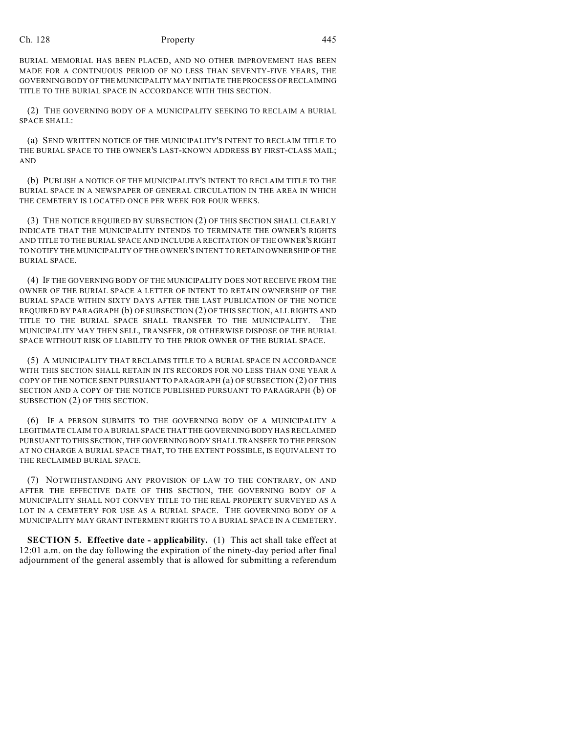BURIAL MEMORIAL HAS BEEN PLACED, AND NO OTHER IMPROVEMENT HAS BEEN MADE FOR A CONTINUOUS PERIOD OF NO LESS THAN SEVENTY-FIVE YEARS, THE GOVERNING BODY OF THE MUNICIPALITY MAY INITIATE THE PROCESS OF RECLAIMING TITLE TO THE BURIAL SPACE IN ACCORDANCE WITH THIS SECTION.

(2) THE GOVERNING BODY OF A MUNICIPALITY SEEKING TO RECLAIM A BURIAL SPACE SHALL:

(a) SEND WRITTEN NOTICE OF THE MUNICIPALITY'S INTENT TO RECLAIM TITLE TO THE BURIAL SPACE TO THE OWNER'S LAST-KNOWN ADDRESS BY FIRST-CLASS MAIL; AND

(b) PUBLISH A NOTICE OF THE MUNICIPALITY'S INTENT TO RECLAIM TITLE TO THE BURIAL SPACE IN A NEWSPAPER OF GENERAL CIRCULATION IN THE AREA IN WHICH THE CEMETERY IS LOCATED ONCE PER WEEK FOR FOUR WEEKS.

(3) THE NOTICE REQUIRED BY SUBSECTION (2) OF THIS SECTION SHALL CLEARLY INDICATE THAT THE MUNICIPALITY INTENDS TO TERMINATE THE OWNER'S RIGHTS AND TITLE TO THE BURIAL SPACE AND INCLUDE A RECITATION OF THE OWNER'S RIGHT TO NOTIFY THE MUNICIPALITY OF THE OWNER'S INTENT TO RETAIN OWNERSHIP OF THE BURIAL SPACE.

(4) IF THE GOVERNING BODY OF THE MUNICIPALITY DOES NOT RECEIVE FROM THE OWNER OF THE BURIAL SPACE A LETTER OF INTENT TO RETAIN OWNERSHIP OF THE BURIAL SPACE WITHIN SIXTY DAYS AFTER THE LAST PUBLICATION OF THE NOTICE REQUIRED BY PARAGRAPH (b) OF SUBSECTION (2) OF THIS SECTION, ALL RIGHTS AND TITLE TO THE BURIAL SPACE SHALL TRANSFER TO THE MUNICIPALITY. THE MUNICIPALITY MAY THEN SELL, TRANSFER, OR OTHERWISE DISPOSE OF THE BURIAL SPACE WITHOUT RISK OF LIABILITY TO THE PRIOR OWNER OF THE BURIAL SPACE.

(5) A MUNICIPALITY THAT RECLAIMS TITLE TO A BURIAL SPACE IN ACCORDANCE WITH THIS SECTION SHALL RETAIN IN ITS RECORDS FOR NO LESS THAN ONE YEAR A COPY OF THE NOTICE SENT PURSUANT TO PARAGRAPH (a) OF SUBSECTION (2) OF THIS SECTION AND A COPY OF THE NOTICE PUBLISHED PURSUANT TO PARAGRAPH (b) OF SUBSECTION (2) OF THIS SECTION.

(6) IF A PERSON SUBMITS TO THE GOVERNING BODY OF A MUNICIPALITY A LEGITIMATE CLAIM TO A BURIAL SPACE THAT THE GOVERNING BODY HAS RECLAIMED PURSUANT TO THIS SECTION, THE GOVERNING BODY SHALL TRANSFER TO THE PERSON AT NO CHARGE A BURIAL SPACE THAT, TO THE EXTENT POSSIBLE, IS EQUIVALENT TO THE RECLAIMED BURIAL SPACE.

(7) NOTWITHSTANDING ANY PROVISION OF LAW TO THE CONTRARY, ON AND AFTER THE EFFECTIVE DATE OF THIS SECTION, THE GOVERNING BODY OF A MUNICIPALITY SHALL NOT CONVEY TITLE TO THE REAL PROPERTY SURVEYED AS A LOT IN A CEMETERY FOR USE AS A BURIAL SPACE. THE GOVERNING BODY OF A MUNICIPALITY MAY GRANT INTERMENT RIGHTS TO A BURIAL SPACE IN A CEMETERY.

**SECTION 5. Effective date - applicability.** (1) This act shall take effect at 12:01 a.m. on the day following the expiration of the ninety-day period after final adjournment of the general assembly that is allowed for submitting a referendum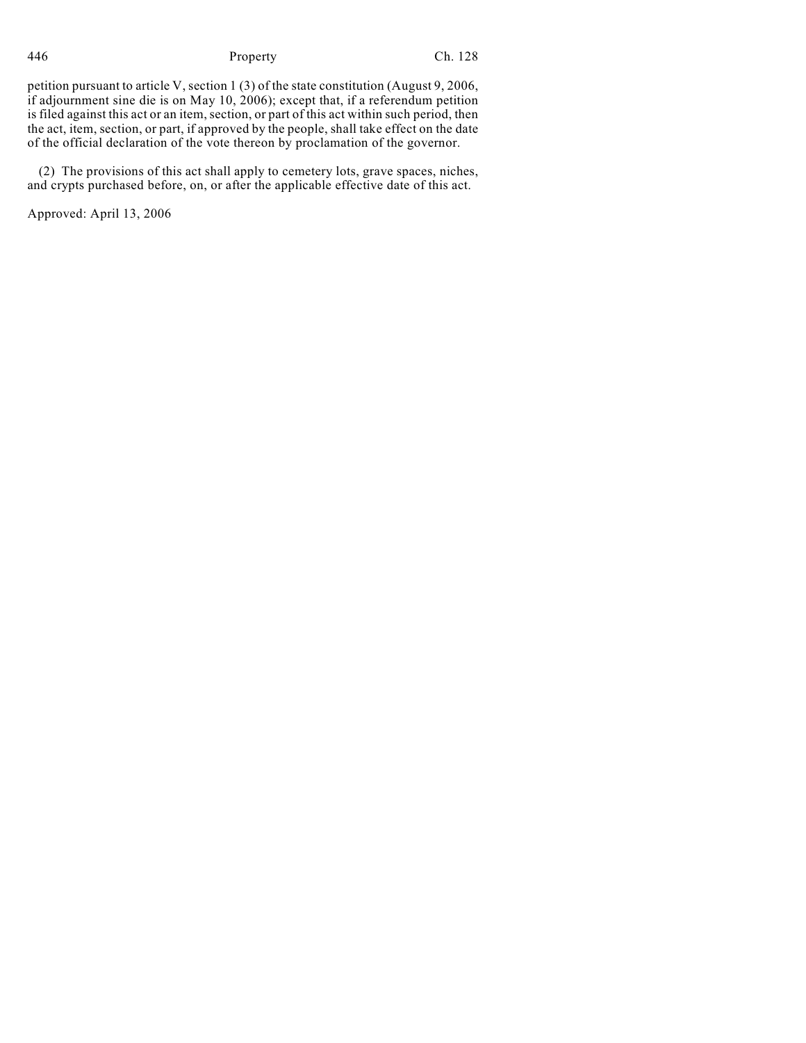petition pursuant to article V, section 1 (3) of the state constitution (August 9, 2006, if adjournment sine die is on May 10, 2006); except that, if a referendum petition is filed against this act or an item, section, or part of this act within such period, then the act, item, section, or part, if approved by the people, shall take effect on the date of the official declaration of the vote thereon by proclamation of the governor.

(2) The provisions of this act shall apply to cemetery lots, grave spaces, niches, and crypts purchased before, on, or after the applicable effective date of this act.

Approved: April 13, 2006